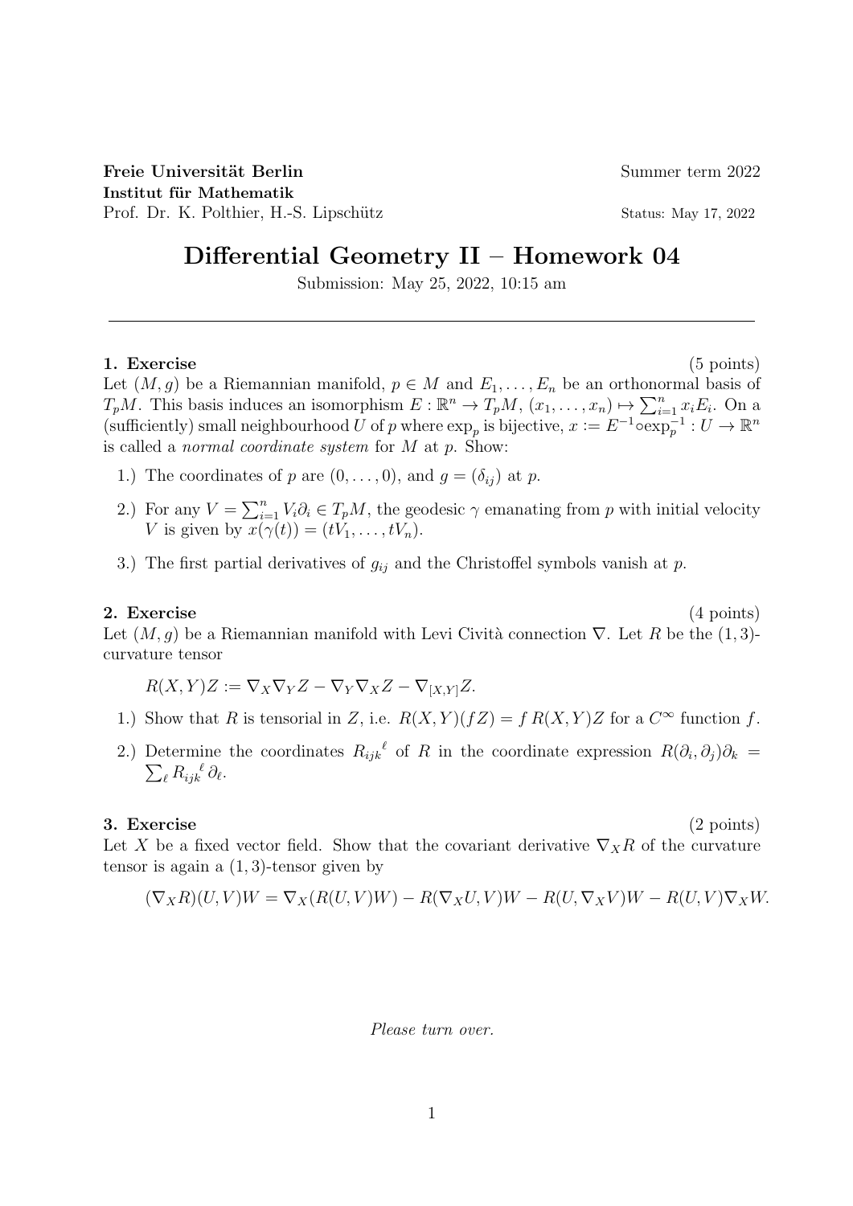**Freie Universität Berlin** Summer term 2022

**Institut für Mathematik**

Prof. Dr. K. Polthier, H.-S. Lipschütz Status: May 17, 2022

# Differential Geometry II – Homework 04

Submission: May 25, 2022, 10:15 am

---

**1. Exercise** (5 points)

Let $(M, g)$ be a Riemannian manifold, $p \in M$ and $E_1, \ldots, E_n$ be an orthonormal basis of $T_pM$. This basis induces an isomorphism $E : \mathbb{R}^n \to T_pM$, $(x_1, \ldots, x_n) \mapsto \sum_{i=1}^n x_i E_i$. On a (sufficiently) small neighbourhood $U$ of $p$ where $\exp_p$ is bijective, $x := E^{-1} \circ \exp_p^{-1} : U \to \mathbb{R}^n$ is called a *normal coordinate system* for $M$ at $p$. Show:

1.) The coordinates of $p$ are $(0, \ldots, 0)$, and $g = (\delta_{ij})$ at $p$.

2.) For any $V = \sum_{i=1}^n V_i \partial_i \in T_pM$, the geodesic $\gamma$ emanating from $p$ with initial velocity $V$ is given by $x(\gamma(t)) = (tV_1, \ldots, tV_n)$.

3.) The first partial derivatives of $g_{ij}$ and the Christoffel symbols vanish at $p$.

**2. Exercise** (4 points)

Let $(M, g)$ be a Riemannian manifold with Levi Cività connection $\nabla$. Let $R$ be the $(1, 3)$-curvature tensor

$$R(X, Y)Z := \nabla_X \nabla_Y Z - \nabla_Y \nabla_X Z - \nabla_{[X,Y]} Z.$$

1.) Show that $R$ is tensorial in $Z$, i.e. $R(X, Y)(fZ) = f\, R(X, Y)Z$ for a $C^\infty$ function $f$.

2.) Determine the coordinates $R_{ijk}{}^{\ell}$ of $R$ in the coordinate expression $R(\partial_i, \partial_j)\partial_k = \sum_\ell R_{ijk}{}^{\ell}\, \partial_\ell$.

**3. Exercise** (2 points)

Let $X$ be a fixed vector field. Show that the covariant derivative $\nabla_X R$ of the curvature tensor is again a $(1, 3)$-tensor given by

$$(\nabla_X R)(U, V)W = \nabla_X(R(U, V)W) - R(\nabla_X U, V)W - R(U, \nabla_X V)W - R(U, V)\nabla_X W.$$

*Please turn over.*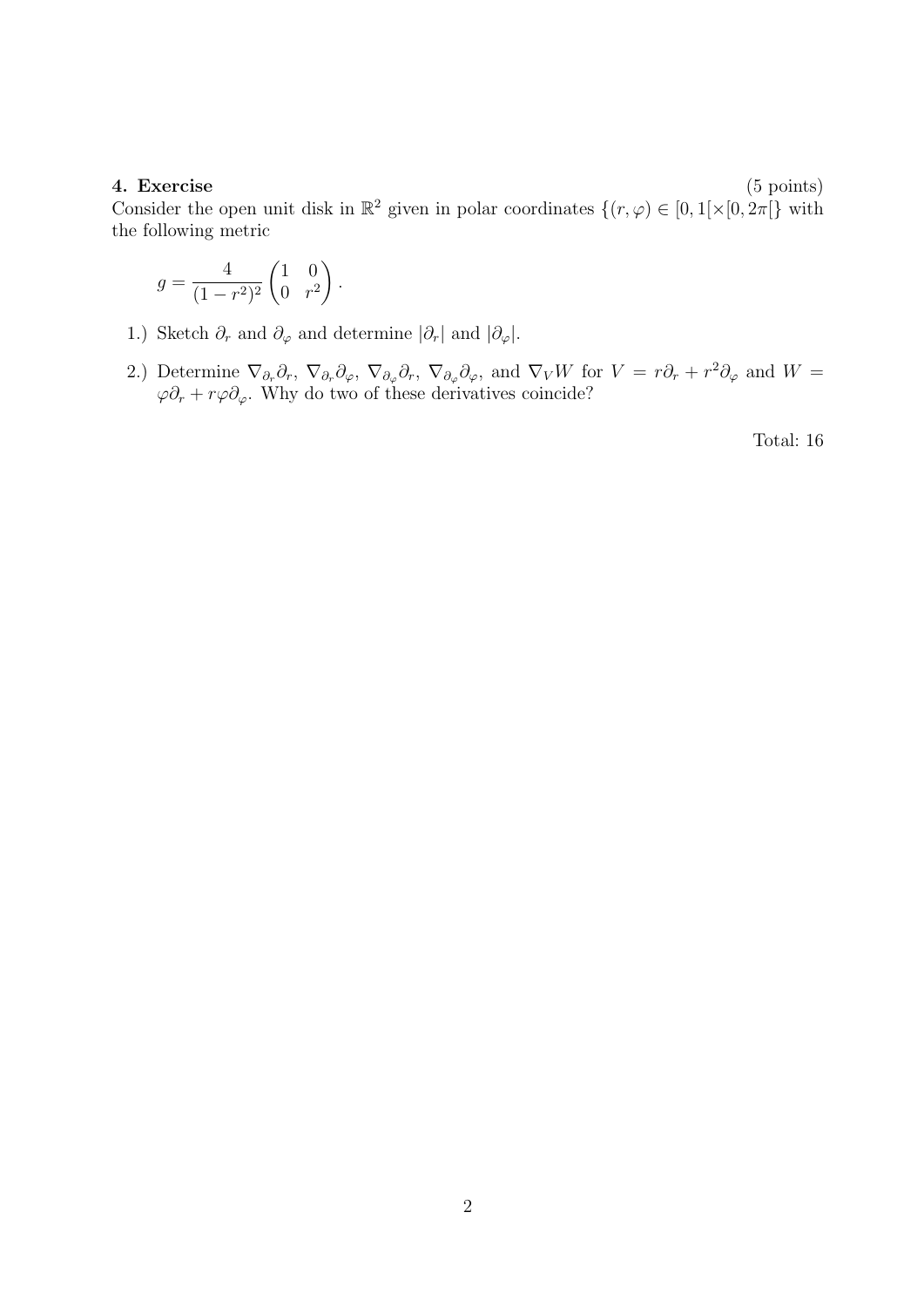**4. Exercise** (5 points)

Consider the open unit disk in $\mathbb{R}^2$ given in polar coordinates $\{(r,\varphi) \in [0,1[\times[0,2\pi[\}$ with the following metric

$$g = \frac{4}{(1-r^2)^2}\begin{pmatrix} 1 & 0 \\ 0 & r^2 \end{pmatrix}.$$

1.) Sketch $\partial_r$ and $\partial_\varphi$ and determine $|\partial_r|$ and $|\partial_\varphi|$.

2.) Determine $\nabla_{\partial_r}\partial_r$, $\nabla_{\partial_r}\partial_\varphi$, $\nabla_{\partial_\varphi}\partial_r$, $\nabla_{\partial_\varphi}\partial_\varphi$, and $\nabla_V W$ for $V = r\partial_r + r^2\partial_\varphi$ and $W = \varphi\partial_r + r\varphi\partial_\varphi$. Why do two of these derivatives coincide?

Total: 16